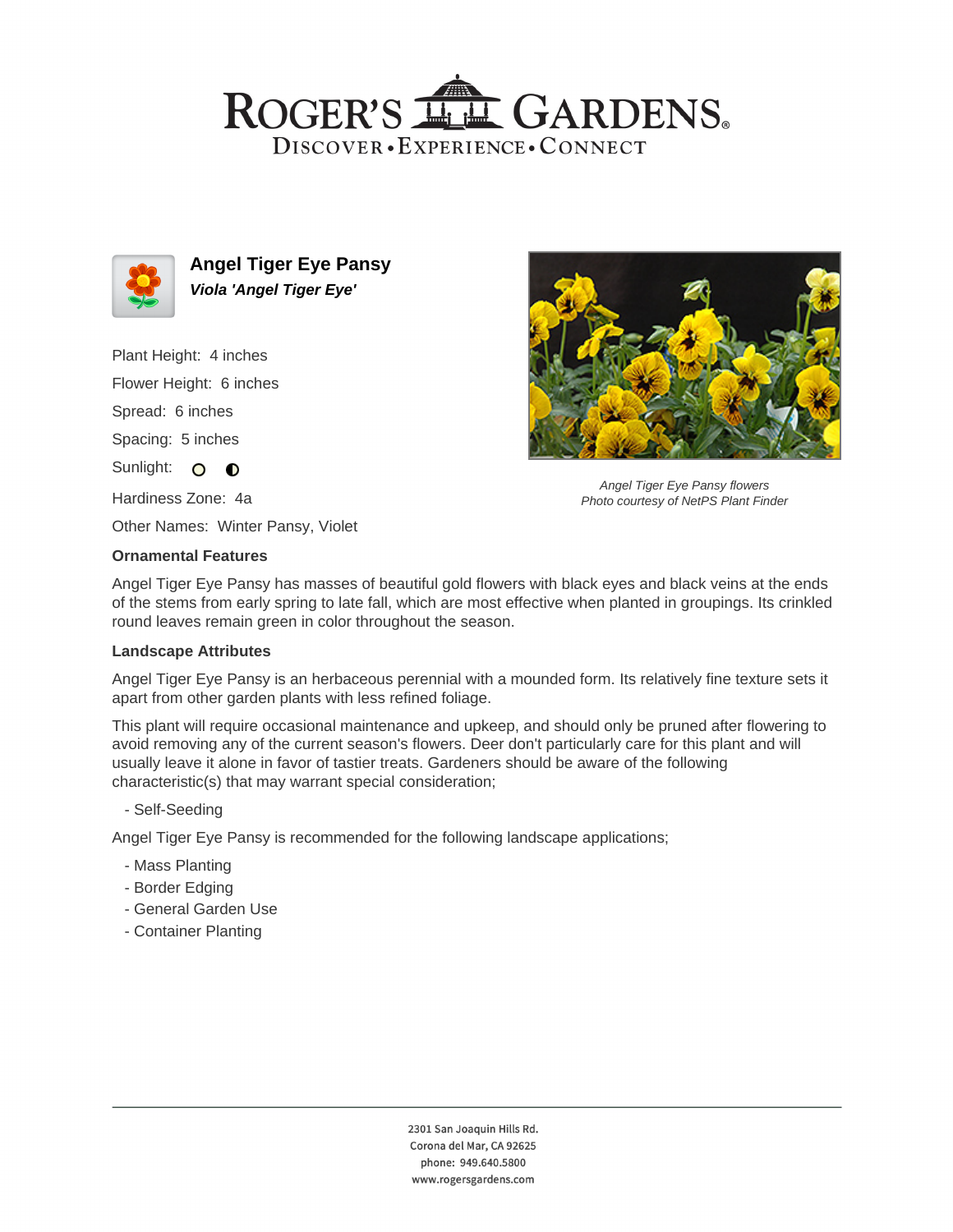# ROGER'S GARDENS

DISCOVER • EXPERIENCE • CONNECT

## Angel Tiger Eye Pansy

***Viola 'Angel Tiger Eye'***

Plant Height: 4 inches

Flower Height: 6 inches

Spread: 6 inches

Spacing: 5 inches

Sunlight: ○ ◐

Hardiness Zone: 4a

Other Names: Winter Pansy, Violet

*Angel Tiger Eye Pansy flowers*
*Photo courtesy of NetPS Plant Finder*

### Ornamental Features

Angel Tiger Eye Pansy has masses of beautiful gold flowers with black eyes and black veins at the ends of the stems from early spring to late fall, which are most effective when planted in groupings. Its crinkled round leaves remain green in color throughout the season.

### Landscape Attributes

Angel Tiger Eye Pansy is an herbaceous perennial with a mounded form. Its relatively fine texture sets it apart from other garden plants with less refined foliage.

This plant will require occasional maintenance and upkeep, and should only be pruned after flowering to avoid removing any of the current season's flowers. Deer don't particularly care for this plant and will usually leave it alone in favor of tastier treats. Gardeners should be aware of the following characteristic(s) that may warrant special consideration;

- Self-Seeding

Angel Tiger Eye Pansy is recommended for the following landscape applications;

- Mass Planting
- Border Edging
- General Garden Use
- Container Planting

2301 San Joaquin Hills Rd.
Corona del Mar, CA 92625
phone: 949.640.5800
www.rogersgardens.com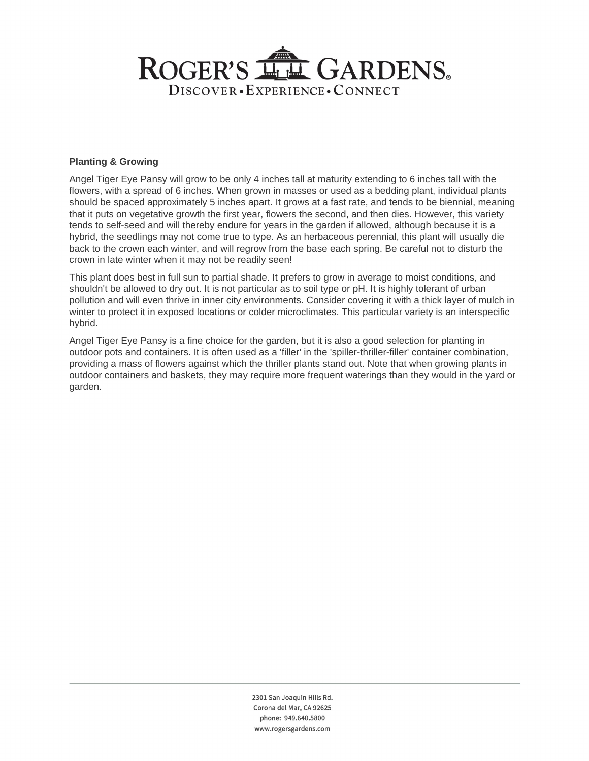**Planting & Growing**

Angel Tiger Eye Pansy will grow to be only 4 inches tall at maturity extending to 6 inches tall with the flowers, with a spread of 6 inches. When grown in masses or used as a bedding plant, individual plants should be spaced approximately 5 inches apart. It grows at a fast rate, and tends to be biennial, meaning that it puts on vegetative growth the first year, flowers the second, and then dies. However, this variety tends to self-seed and will thereby endure for years in the garden if allowed, although because it is a hybrid, the seedlings may not come true to type. As an herbaceous perennial, this plant will usually die back to the crown each winter, and will regrow from the base each spring. Be careful not to disturb the crown in late winter when it may not be readily seen!

This plant does best in full sun to partial shade. It prefers to grow in average to moist conditions, and shouldn't be allowed to dry out. It is not particular as to soil type or pH. It is highly tolerant of urban pollution and will even thrive in inner city environments. Consider covering it with a thick layer of mulch in winter to protect it in exposed locations or colder microclimates. This particular variety is an interspecific hybrid.

Angel Tiger Eye Pansy is a fine choice for the garden, but it is also a good selection for planting in outdoor pots and containers. It is often used as a 'filler' in the 'spiller-thriller-filler' container combination, providing a mass of flowers against which the thriller plants stand out. Note that when growing plants in outdoor containers and baskets, they may require more frequent waterings than they would in the yard or garden.